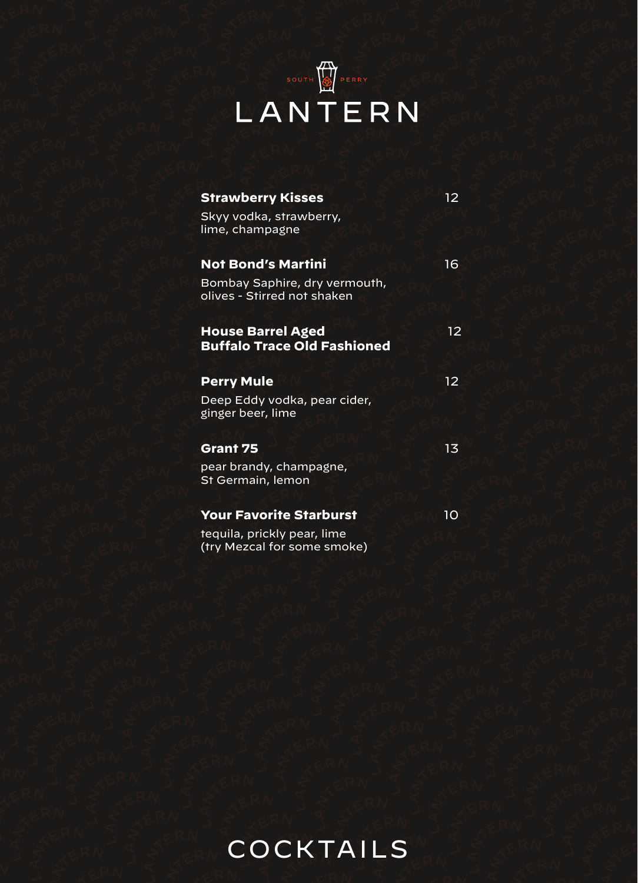SOUTH PERRY

# LANTERN

**Strawberry Kisses** 12

Skyy vodka, strawberry, lime, champagne

**Not Bond's Martini** 16

Bombay Saphire, dry vermouth, olives - Stirred not shaken

**House Barrel Aged Buffalo Trace Old Fashioned** 12

**Perry Mule** 12

Deep Eddy vodka, pear cider, ginger beer, lime

**Grant 75** 13

pear brandy, champagne, St Germain, lemon

**Your Favorite Starburst** 10

tequila, prickly pear, lime (try Mezcal for some smoke)

## COCKTAILS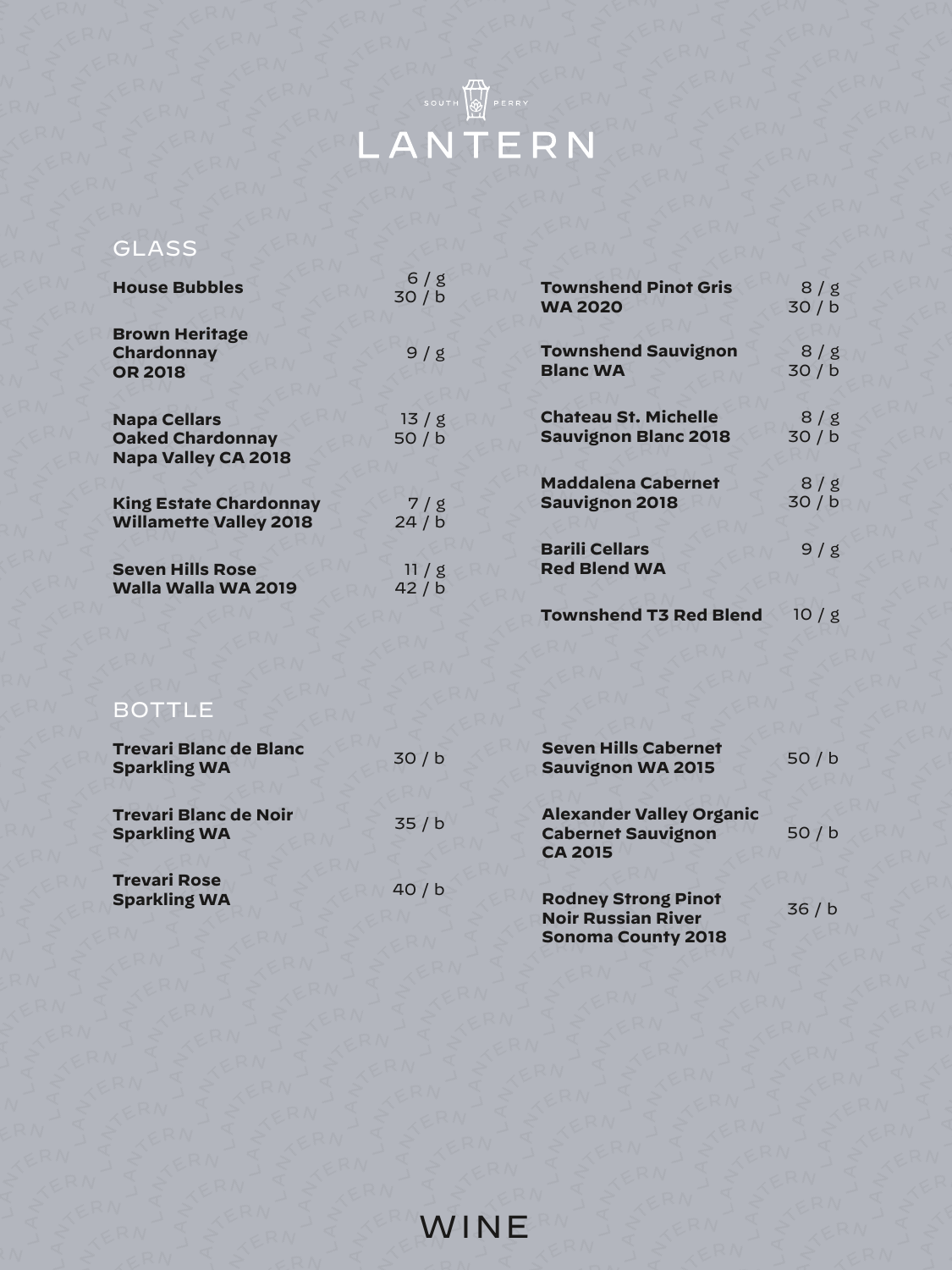SOUTH PERRY

# LANTERN

## GLASS

| Wine | Price |
|---|---|
| **House Bubbles** | 6 / g<br>30 / b |
| **Brown Heritage Chardonnay OR 2018** | 9 / g |
| **Napa Cellars Oaked Chardonnay Napa Valley CA 2018** | 13 / g<br>50 / b |
| **King Estate Chardonnay Willamette Valley 2018** | 7 / g<br>24 / b |
| **Seven Hills Rose Walla Walla WA 2019** | 11 / g<br>42 / b |
| **Townshend Pinot Gris WA 2020** | 8 / g<br>30 / b |
| **Townshend Sauvignon Blanc WA** | 8 / g<br>30 / b |
| **Chateau St. Michelle Sauvignon Blanc 2018** | 8 / g<br>30 / b |
| **Maddalena Cabernet Sauvignon 2018** | 8 / g<br>30 / b |
| **Barili Cellars Red Blend WA** | 9 / g |
| **Townshend T3 Red Blend** | 10 / g |

## BOTTLE

| Wine | Price |
|---|---|
| **Trevari Blanc de Blanc Sparkling WA** | 30 / b |
| **Trevari Blanc de Noir Sparkling WA** | 35 / b |
| **Trevari Rose Sparkling WA** | 40 / b |
| **Seven Hills Cabernet Sauvignon WA 2015** | 50 / b |
| **Alexander Valley Organic Cabernet Sauvignon CA 2015** | 50 / b |
| **Rodney Strong Pinot Noir Russian River Sonoma County 2018** | 36 / b |

# WINE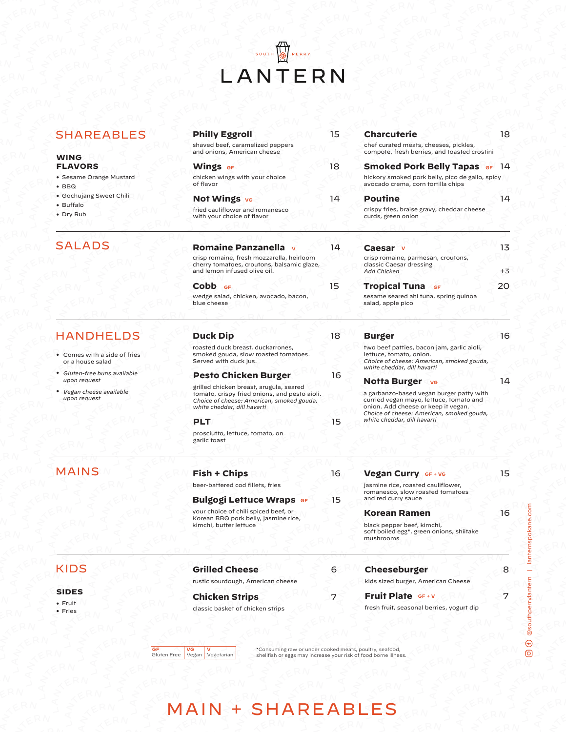SOUTH PERRY

# LANTERN

## SHAREABLES

**WING FLAVORS**

- Sesame Orange Mustard
- BBQ
- Gochujang Sweet Chili
- Buffalo
- Dry Rub

**Philly Eggroll** 15
shaved beef, caramelized peppers and onions, American cheese

**Wings** GF 18
chicken wings with your choice of flavor

**Not Wings** VG 14
fried cauliflower and romanesco with your choice of flavor

**Charcuterie** 18
chef curated meats, cheeses, pickles, compote, fresh berries, and toasted crostini

**Smoked Pork Belly Tapas** GF 14
hickory smoked pork belly, pico de gallo, spicy avocado crema, corn tortilla chips

**Poutine** 14
crispy fries, braise gravy, cheddar cheese curds, green onion

## SALADS

**Romaine Panzanella** V 14
crisp romaine, fresh mozzarella, heirloom cherry tomatoes, croutons, balsamic glaze, and lemon infused olive oil.

**Cobb** GF 15
wedge salad, chicken, avocado, bacon, blue cheese

**Caesar** V 13
crisp romaine, parmesan, croutons, classic Caesar dressing
*Add Chicken* +3

**Tropical Tuna** GF 20
sesame seared ahi tuna, spring quinoa salad, apple pico

## HANDHELDS

- Comes with a side of fries or a house salad
- *Gluten-free buns available upon request*
- *Vegan cheese available upon request*

**Duck Dip** 18
roasted duck breast, duckarrones, smoked gouda, slow roasted tomatoes. Served with duck jus.

**Pesto Chicken Burger** 16
grilled chicken breast, arugula, seared tomato, crispy fried onions, and pesto aioli.
*Choice of cheese: American, smoked gouda, white cheddar, dill havarti*

**PLT** 15
prosciutto, lettuce, tomato, on garlic toast

**Burger** 16
two beef patties, bacon jam, garlic aioli, lettuce, tomato, onion.
*Choice of cheese: American, smoked gouda, white cheddar, dill havarti*

**Notta Burger** VG 14
a garbanzo-based vegan burger patty with curried vegan mayo, lettuce, tomato and onion. Add cheese or keep it vegan.
*Choice of cheese: American, smoked gouda, white cheddar, dill havarti*

## MAINS

**Fish + Chips** 16
beer-battered cod fillets, fries

**Bulgogi Lettuce Wraps** GF 15
your choice of chili spiced beef, or Korean BBQ pork belly, jasmine rice, kimchi, butter lettuce

**Vegan Curry** GF + VG 15
jasmine rice, roasted cauliflower, romanesco, slow roasted tomatoes and red curry sauce

**Korean Ramen** 16
black pepper beef, kimchi, soft boiled egg*, green onions, shiitake mushrooms

## KIDS

**SIDES**

- Fruit
- Fries

**Grilled Cheese** 6
rustic sourdough, American cheese

**Chicken Strips** 7
classic basket of chicken strips

**Cheeseburger** 8
kids sized burger, American Cheese

**Fruit Plate** GF + V 7
fresh fruit, seasonal berries, yogurt dip

| GF | VG | V |
|---|---|---|
| Gluten Free | Vegan | Vegetarian |

*Consuming raw or under cooked meats, poultry, seafood, shellfish or eggs may increase your risk of food borne illness.

@southperrylantern | lanternspokane.com

# MAIN + SHAREABLES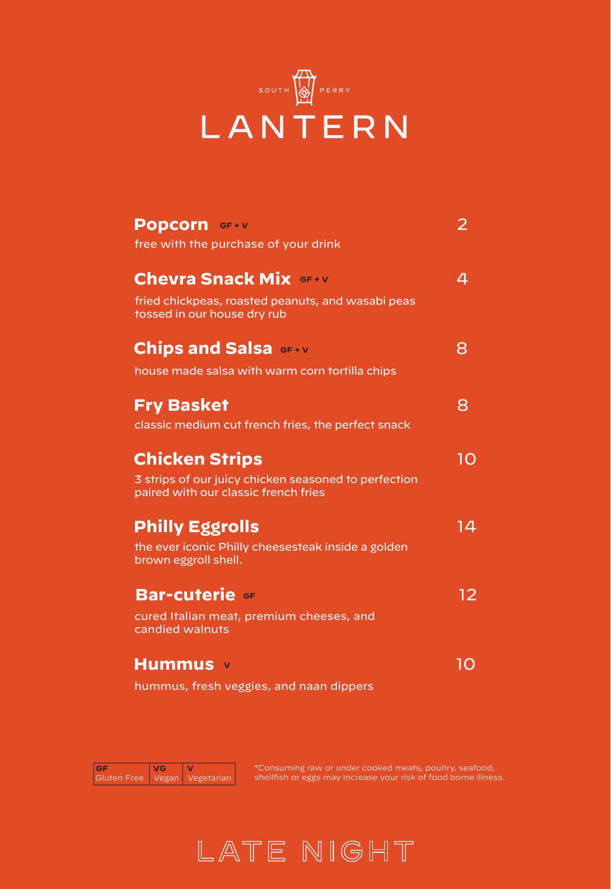SOUTH PERRY

# LANTERN

**Popcorn** GF + V — 2

free with the purchase of your drink

**Chevra Snack Mix** GF + V — 4

fried chickpeas, roasted peanuts, and wasabi peas tossed in our house dry rub

**Chips and Salsa** GF + V — 8

house made salsa with warm corn tortilla chips

**Fry Basket** — 8

classic medium cut french fries, the perfect snack

**Chicken Strips** — 10

3 strips of our juicy chicken seasoned to perfection paired with our classic french fries

**Philly Eggrolls** — 14

the ever iconic Philly cheesesteak inside a golden brown eggroll shell.

**Bar-cuterie** GF — 12

cured Italian meat, premium cheeses, and candied walnuts

**Hummus** V — 10

hummus, fresh veggies, and naan dippers

| GF | VG | V |
|---|---|---|
| Gluten Free | Vegan | Vegetarian |

*Consuming raw or under cooked meats, poultry, seafood, shellfish or eggs may increase your risk of food borne illness.

## LATE NIGHT